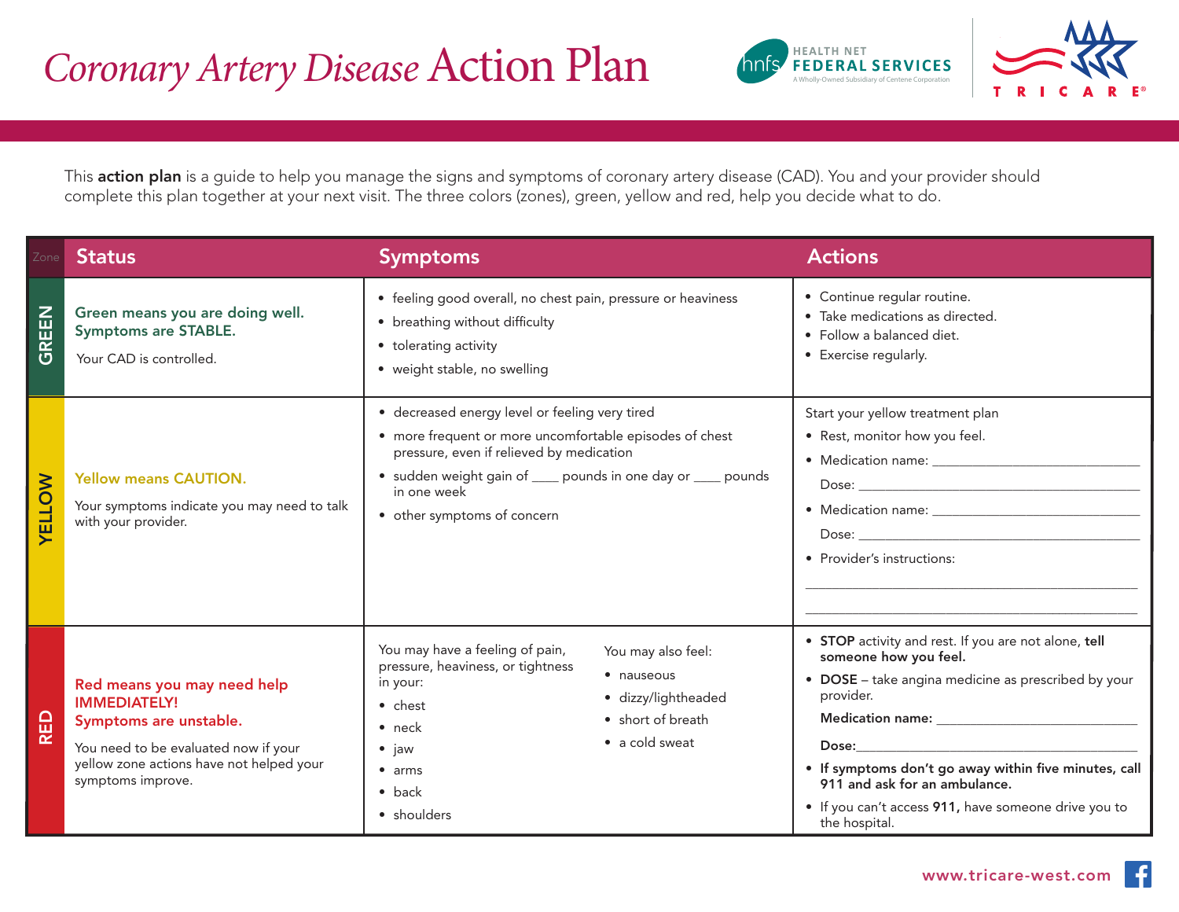# *Coronary Artery Disease* Action Plan

This **action plan** is a guide to help you manage the signs and symptoms of coronary artery disease (CAD). You and your provider should complete this plan together at your next visit. The three colors (zones), green, yellow and red, help you decide what to do.

| Zone | Status | Symptoms | Actions |
|---|---|---|---|
| GREEN | **Green means you are doing well. Symptoms are STABLE.**<br><br>Your CAD is controlled. | • feeling good overall, no chest pain, pressure or heaviness<br>• breathing without difficulty<br>• tolerating activity<br>• weight stable, no swelling | • Continue regular routine.<br>• Take medications as directed.<br>• Follow a balanced diet.<br>• Exercise regularly. |
| YELLOW | **Yellow means CAUTION.**<br><br>Your symptoms indicate you may need to talk with your provider. | • decreased energy level or feeling very tired<br>• more frequent or more uncomfortable episodes of chest pressure, even if relieved by medication<br>• sudden weight gain of ____ pounds in one day or ____ pounds in one week<br>• other symptoms of concern | Start your yellow treatment plan<br>• Rest, monitor how you feel.<br>• Medication name: ______________________________<br>Dose: ______________________________<br>• Medication name: ______________________________<br>Dose: ______________________________<br>• Provider's instructions:<br>______________________________<br>______________________________ |
| RED | **Red means you may need help IMMEDIATELY! Symptoms are unstable.**<br><br>You need to be evaluated now if your yellow zone actions have not helped your symptoms improve. | You may have a feeling of pain, pressure, heaviness, or tightness in your:<br>• chest<br>• neck<br>• jaw<br>• arms<br>• back<br>• shoulders<br><br>You may also feel:<br>• nauseous<br>• dizzy/lightheaded<br>• short of breath<br>• a cold sweat | • **STOP** activity and rest. If you are not alone, **tell someone how you feel.**<br>• **DOSE** – take angina medicine as prescribed by your provider.<br>**Medication name:** ______________________________<br>**Dose:** ______________________________<br>• **If symptoms don't go away within five minutes, call 911 and ask for an ambulance.**<br>• If you can't access **911,** have someone drive you to the hospital. |

www.tricare-west.com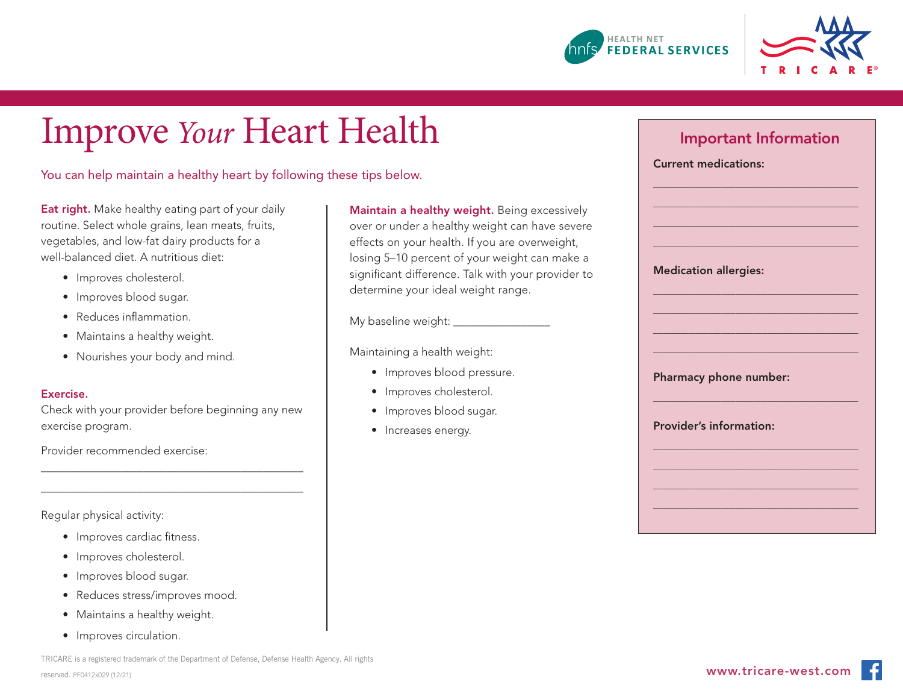# Improve *Your* Heart Health

You can help maintain a healthy heart by following these tips below.

**Eat right.** Make healthy eating part of your daily routine. Select whole grains, lean meats, fruits, vegetables, and low-fat dairy products for a well-balanced diet. A nutritious diet:

- Improves cholesterol.
- Improves blood sugar.
- Reduces inflammation.
- Maintains a healthy weight.
- Nourishes your body and mind.

**Exercise.**
Check with your provider before beginning any new exercise program.

Provider recommended exercise:

_____________________________________________

_____________________________________________

Regular physical activity:

- Improves cardiac fitness.
- Improves cholesterol.
- Improves blood sugar.
- Reduces stress/improves mood.
- Maintains a healthy weight.
- Improves circulation.

**Maintain a healthy weight.** Being excessively over or under a healthy weight can have severe effects on your health. If you are overweight, losing 5–10 percent of your weight can make a significant difference. Talk with your provider to determine your ideal weight range.

My baseline weight: ________________

Maintaining a health weight:

- Improves blood pressure.
- Improves cholesterol.
- Improves blood sugar.
- Increases energy.

## Important Information

**Current medications:**

___________________________________

___________________________________

___________________________________

___________________________________

**Medication allergies:**

___________________________________

___________________________________

___________________________________

___________________________________

**Pharmacy phone number:**

___________________________________

**Provider's information:**

___________________________________

___________________________________

___________________________________

___________________________________

TRICARE is a registered trademark of the Department of Defense, Defense Health Agency. All rights reserved. PF0412x029 (12/21)

www.tricare-west.com